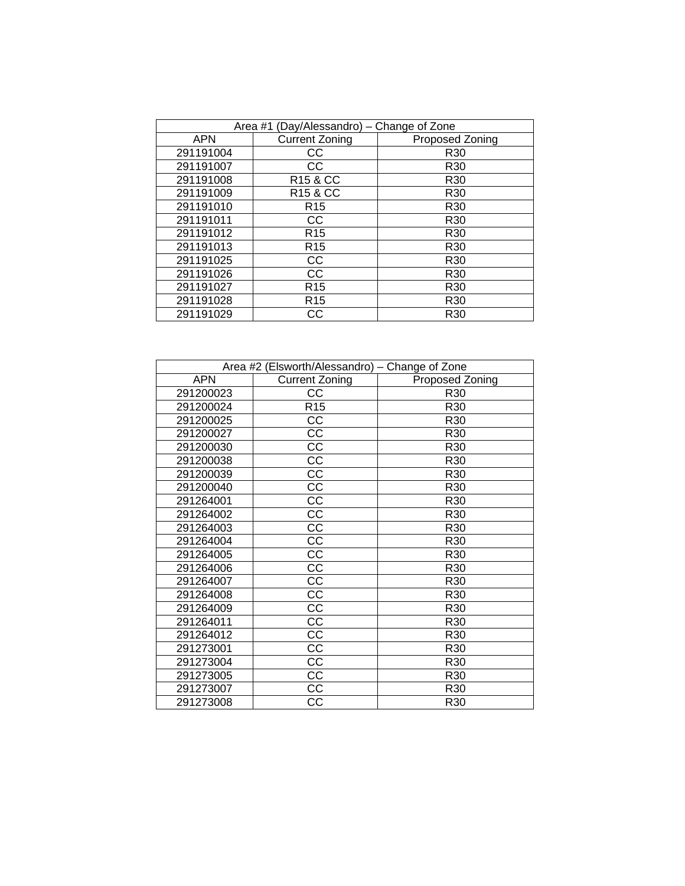| Area #1 (Day/Alessandro) – Change of Zone | | |
|---|---|---|
| APN | Current Zoning | Proposed Zoning |
| 291191004 | CC | R30 |
| 291191007 | CC | R30 |
| 291191008 | R15 & CC | R30 |
| 291191009 | R15 & CC | R30 |
| 291191010 | R15 | R30 |
| 291191011 | CC | R30 |
| 291191012 | R15 | R30 |
| 291191013 | R15 | R30 |
| 291191025 | CC | R30 |
| 291191026 | CC | R30 |
| 291191027 | R15 | R30 |
| 291191028 | R15 | R30 |
| 291191029 | CC | R30 |

| Area #2 (Elsworth/Alessandro) – Change of Zone | | |
|---|---|---|
| APN | Current Zoning | Proposed Zoning |
| 291200023 | CC | R30 |
| 291200024 | R15 | R30 |
| 291200025 | CC | R30 |
| 291200027 | CC | R30 |
| 291200030 | CC | R30 |
| 291200038 | CC | R30 |
| 291200039 | CC | R30 |
| 291200040 | CC | R30 |
| 291264001 | CC | R30 |
| 291264002 | CC | R30 |
| 291264003 | CC | R30 |
| 291264004 | CC | R30 |
| 291264005 | CC | R30 |
| 291264006 | CC | R30 |
| 291264007 | CC | R30 |
| 291264008 | CC | R30 |
| 291264009 | CC | R30 |
| 291264011 | CC | R30 |
| 291264012 | CC | R30 |
| 291273001 | CC | R30 |
| 291273004 | CC | R30 |
| 291273005 | CC | R30 |
| 291273007 | CC | R30 |
| 291273008 | CC | R30 |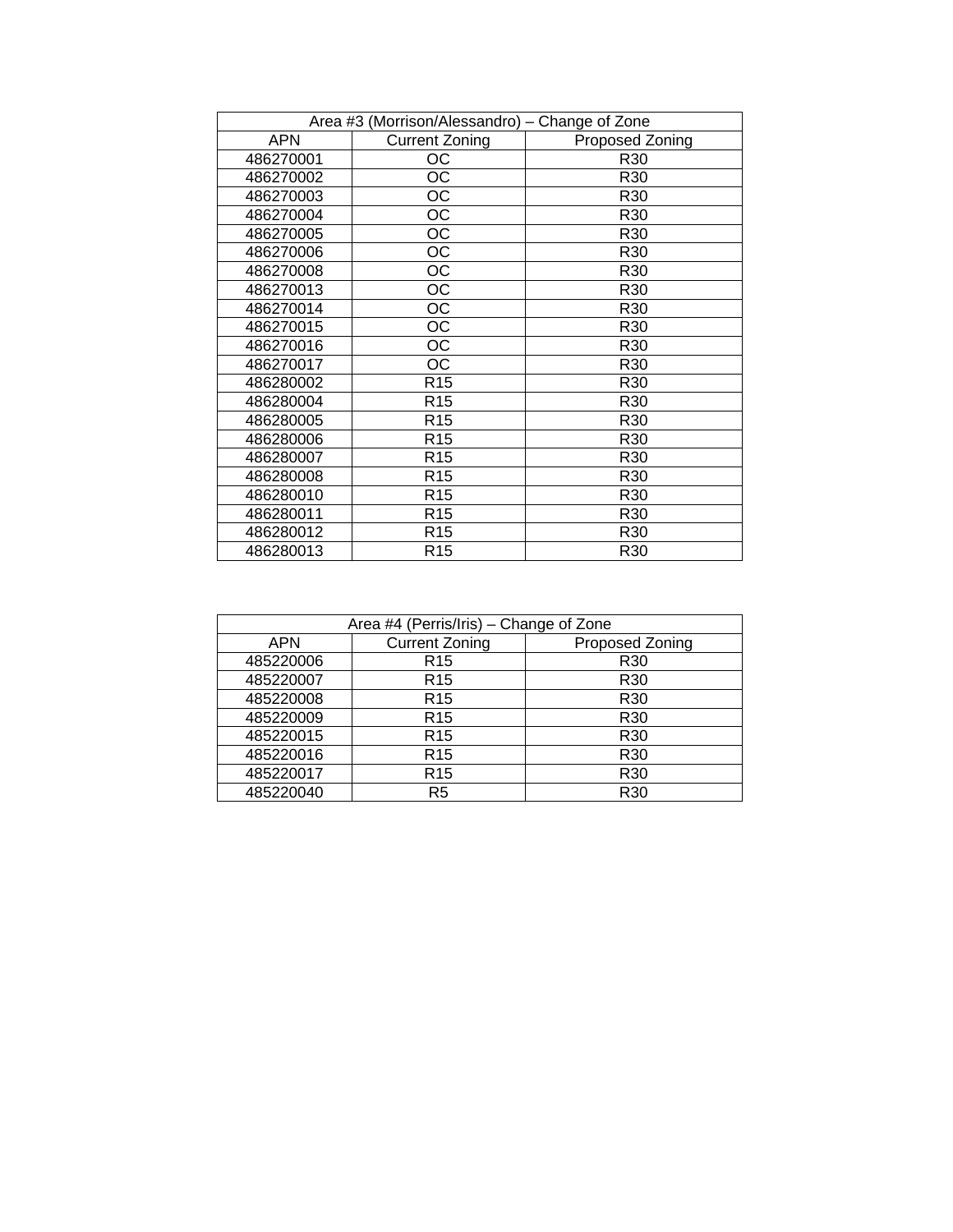| Area #3 (Morrison/Alessandro) – Change of Zone | | |
|---|---|---|
| APN | Current Zoning | Proposed Zoning |
| 486270001 | OC | R30 |
| 486270002 | OC | R30 |
| 486270003 | OC | R30 |
| 486270004 | OC | R30 |
| 486270005 | OC | R30 |
| 486270006 | OC | R30 |
| 486270008 | OC | R30 |
| 486270013 | OC | R30 |
| 486270014 | OC | R30 |
| 486270015 | OC | R30 |
| 486270016 | OC | R30 |
| 486270017 | OC | R30 |
| 486280002 | R15 | R30 |
| 486280004 | R15 | R30 |
| 486280005 | R15 | R30 |
| 486280006 | R15 | R30 |
| 486280007 | R15 | R30 |
| 486280008 | R15 | R30 |
| 486280010 | R15 | R30 |
| 486280011 | R15 | R30 |
| 486280012 | R15 | R30 |
| 486280013 | R15 | R30 |

| Area #4 (Perris/Iris) – Change of Zone | | |
|---|---|---|
| APN | Current Zoning | Proposed Zoning |
| 485220006 | R15 | R30 |
| 485220007 | R15 | R30 |
| 485220008 | R15 | R30 |
| 485220009 | R15 | R30 |
| 485220015 | R15 | R30 |
| 485220016 | R15 | R30 |
| 485220017 | R15 | R30 |
| 485220040 | R5 | R30 |